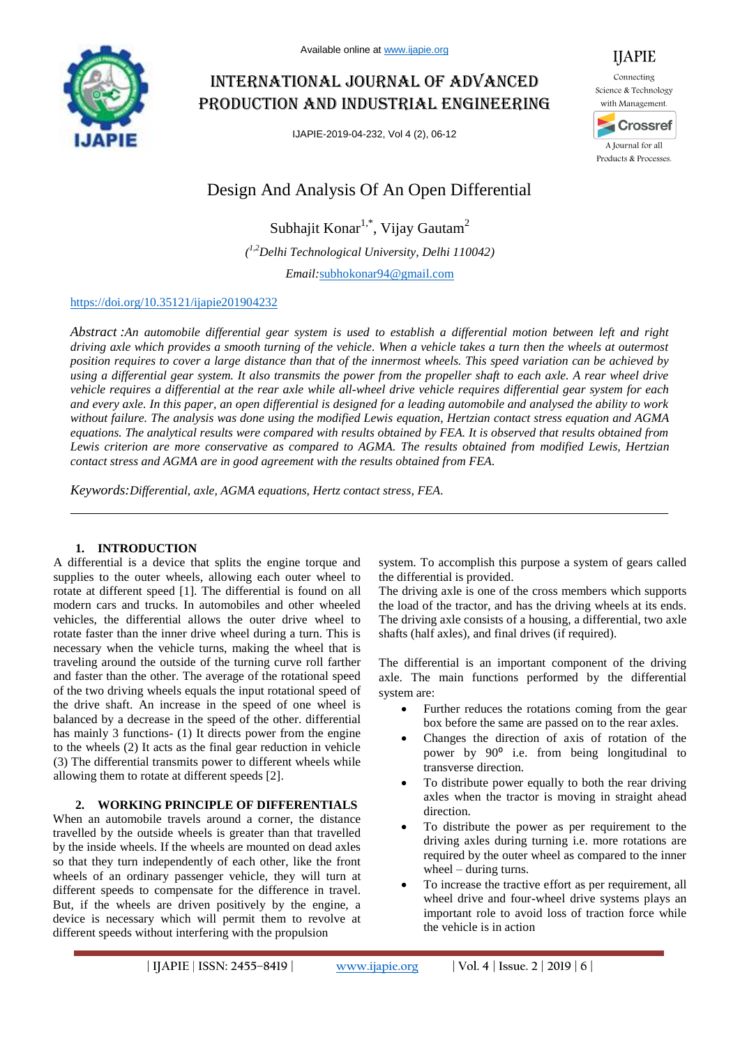# Design And Analysis Of An Open Differential

Subhajit Konar[1,*], Vijay Gautam[2]

*([1,2]Delhi Technological University, Delhi 110042)*

*Email:* subhokonar94@gmail.com

https://doi.org/10.35121/ijapie201904232

*Abstract :An automobile differential gear system is used to establish a differential motion between left and right driving axle which provides a smooth turning of the vehicle. When a vehicle takes a turn then the wheels at outermost position requires to cover a large distance than that of the innermost wheels. This speed variation can be achieved by using a differential gear system. It also transmits the power from the propeller shaft to each axle. A rear wheel drive vehicle requires a differential at the rear axle while all-wheel drive vehicle requires differential gear system for each and every axle. In this paper, an open differential is designed for a leading automobile and analysed the ability to work without failure. The analysis was done using the modified Lewis equation, Hertzian contact stress equation and AGMA equations. The analytical results were compared with results obtained by FEA. It is observed that results obtained from Lewis criterion are more conservative as compared to AGMA. The results obtained from modified Lewis, Hertzian contact stress and AGMA are in good agreement with the results obtained from FEA.*

*Keywords:Differential, axle, AGMA equations, Hertz contact stress, FEA.*

---

## 1. INTRODUCTION

A differential is a device that splits the engine torque and supplies to the outer wheels, allowing each outer wheel to rotate at different speed [1]. The differential is found on all modern cars and trucks. In automobiles and other wheeled vehicles, the differential allows the outer drive wheel to rotate faster than the inner drive wheel during a turn. This is necessary when the vehicle turns, making the wheel that is traveling around the outside of the turning curve roll farther and faster than the other. The average of the rotational speed of the two driving wheels equals the input rotational speed of the drive shaft. An increase in the speed of one wheel is balanced by a decrease in the speed of the other. differential has mainly 3 functions- (1) It directs power from the engine to the wheels (2) It acts as the final gear reduction in vehicle (3) The differential transmits power to different wheels while allowing them to rotate at different speeds [2].

## 2. WORKING PRINCIPLE OF DIFFERENTIALS

When an automobile travels around a corner, the distance travelled by the outside wheels is greater than that travelled by the inside wheels. If the wheels are mounted on dead axles so that they turn independently of each other, like the front wheels of an ordinary passenger vehicle, they will turn at different speeds to compensate for the difference in travel. But, if the wheels are driven positively by the engine, a device is necessary which will permit them to revolve at different speeds without interfering with the propulsion system. To accomplish this purpose a system of gears called the differential is provided.

The driving axle is one of the cross members which supports the load of the tractor, and has the driving wheels at its ends. The driving axle consists of a housing, a differential, two axle shafts (half axles), and final drives (if required).

The differential is an important component of the driving axle. The main functions performed by the differential system are:

- Further reduces the rotations coming from the gear box before the same are passed on to the rear axles.
- Changes the direction of axis of rotation of the power by 90° i.e. from being longitudinal to transverse direction.
- To distribute power equally to both the rear driving axles when the tractor is moving in straight ahead direction.
- To distribute the power as per requirement to the driving axles during turning i.e. more rotations are required by the outer wheel as compared to the inner wheel – during turns.
- To increase the tractive effort as per requirement, all wheel drive and four-wheel drive systems plays an important role to avoid loss of traction force while the vehicle is in action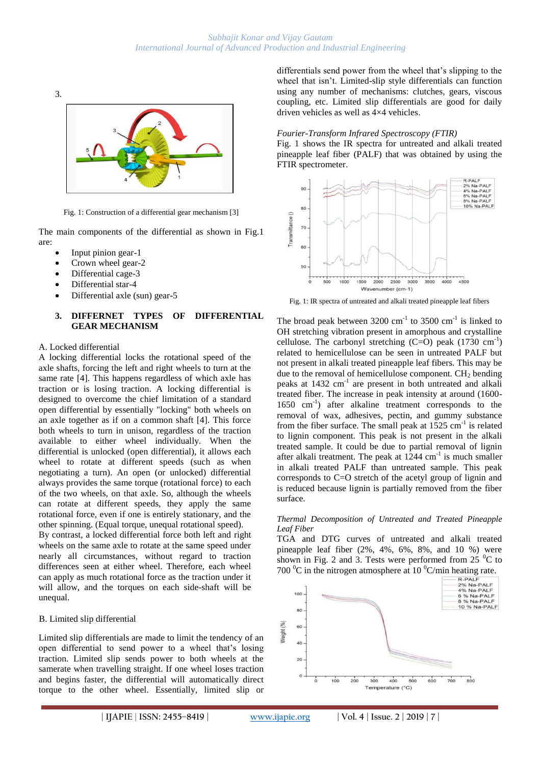3.

Fig. 1: Construction of a differential gear mechanism [3]

The main components of the differential as shown in Fig.1 are:

- Input pinion gear-1
- Crown wheel gear-2
- Differential cage-3
- Differential star-4
- Differential axle (sun) gear-5

## 3. DIFFERNET TYPES OF DIFFERENTIAL GEAR MECHANISM

A. Locked differential

A locking differential locks the rotational speed of the axle shafts, forcing the left and right wheels to turn at the same rate [4]. This happens regardless of which axle has traction or is losing traction. A locking differential is designed to overcome the chief limitation of a standard open differential by essentially "locking" both wheels on an axle together as if on a common shaft [4]. This force both wheels to turn in unison, regardless of the traction available to either wheel individually. When the differential is unlocked (open differential), it allows each wheel to rotate at different speeds (such as when negotiating a turn). An open (or unlocked) differential always provides the same torque (rotational force) to each of the two wheels, on that axle. So, although the wheels can rotate at different speeds, they apply the same rotational force, even if one is entirely stationary, and the other spinning. (Equal torque, unequal rotational speed).

By contrast, a locked differential force both left and right wheels on the same axle to rotate at the same speed under nearly all circumstances, without regard to traction differences seen at either wheel. Therefore, each wheel can apply as much rotational force as the traction under it will allow, and the torques on each side-shaft will be unequal.

B. Limited slip differential

Limited slip differentials are made to limit the tendency of an open differential to send power to a wheel that's losing traction. Limited slip sends power to both wheels at the samerate when travelling straight. If one wheel loses traction and begins faster, the differential will automatically direct torque to the other wheel. Essentially, limited slip or differentials send power from the wheel that's slipping to the wheel that isn't. Limited-slip style differentials can function using any number of mechanisms: clutches, gears, viscous coupling, etc. Limited slip differentials are good for daily driven vehicles as well as 4×4 vehicles.

*Fourier-Transform Infrared Spectroscopy (FTIR)*

Fig. 1 shows the IR spectra for untreated and alkali treated pineapple leaf fiber (PALF) that was obtained by using the FTIR spectrometer.

Fig. 1: IR spectra of untreated and alkali treated pineapple leaf fibers

The broad peak between 3200 $cm^{-1}$ to 3500 $cm^{-1}$ is linked to OH stretching vibration present in amorphous and crystalline cellulose. The carbonyl stretching (C=O) peak (1730 $cm^{-1}$) related to hemicellulose can be seen in untreated PALF but not present in alkali treated pineapple leaf fibers. This may be due to the removal of hemicellulose component. $CH_2$ bending peaks at 1432 $cm^{-1}$ are present in both untreated and alkali treated fiber. The increase in peak intensity at around (1600-1650 $cm^{-1}$) after alkaline treatment corresponds to the removal of wax, adhesives, pectin, and gummy substance from the fiber surface. The small peak at 1525 $cm^{-1}$ is related to lignin component. This peak is not present in the alkali treated sample. It could be due to partial removal of lignin after alkali treatment. The peak at 1244 $cm^{-1}$ is much smaller in alkali treated PALF than untreated sample. This peak corresponds to C=O stretch of the acetyl group of lignin and is reduced because lignin is partially removed from the fiber surface.

*Thermal Decomposition of Untreated and Treated Pineapple Leaf Fiber*

TGA and DTG curves of untreated and alkali treated pineapple leaf fiber (2%, 4%, 6%, 8%, and 10 %) were shown in Fig. 2 and 3. Tests were performed from 25 $^0$C to 700 $^0$C in the nitrogen atmosphere at 10 $^0$C/min heating rate.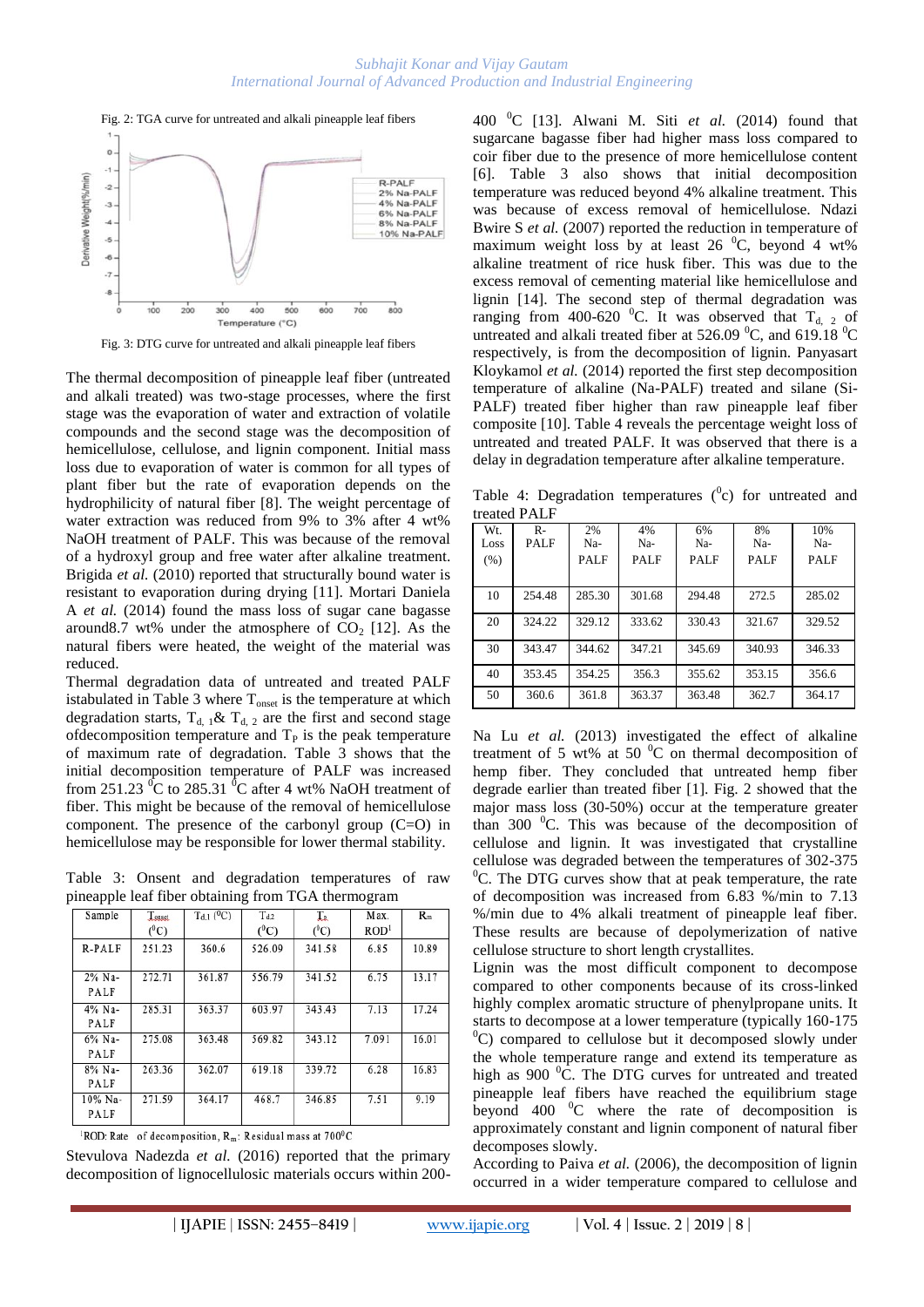Fig. 2: TGA curve for untreated and alkali pineapple leaf fibers

Fig. 3: DTG curve for untreated and alkali pineapple leaf fibers

The thermal decomposition of pineapple leaf fiber (untreated and alkali treated) was two-stage processes, where the first stage was the evaporation of water and extraction of volatile compounds and the second stage was the decomposition of hemicellulose, cellulose, and lignin component. Initial mass loss due to evaporation of water is common for all types of plant fiber but the rate of evaporation depends on the hydrophilicity of natural fiber [8]. The weight percentage of water extraction was reduced from 9% to 3% after 4 wt% NaOH treatment of PALF. This was because of the removal of a hydroxyl group and free water after alkaline treatment. Brigida *et al.* (2010) reported that structurally bound water is resistant to evaporation during drying [11]. Mortari Daniela A *et al.* (2014) found the mass loss of sugar cane bagasse around8.7 wt% under the atmosphere of $CO_2$ [12]. As the natural fibers were heated, the weight of the material was reduced.

Thermal degradation data of untreated and treated PALF istabulated in Table 3 where $T_{onset}$ is the temperature at which degradation starts, $T_{d,1}$& $T_{d,2}$ are the first and second stage ofdecomposition temperature and $T_P$ is the peak temperature of maximum rate of degradation. Table 3 shows that the initial decomposition temperature of PALF was increased from 251.23 $^0$C to 285.31 $^0$C after 4 wt% NaOH treatment of fiber. This might be because of the removal of hemicellulose component. The presence of the carbonyl group (C=O) in hemicellulose may be responsible for lower thermal stability.

Table 3: Onsent and degradation temperatures of raw pineapple leaf fiber obtaining from TGA thermogram

| Sample | $T_{onset}$ ($^0$C) | $T_{d,1}$ ($^0$C) | $T_{d2}$ ($^0$C) | $T_p$ ($^0$C) | Max. ROD[1] | $R_m$ |
|---|---|---|---|---|---|---|
| R-PALF | 251.23 | 360.6 | 526.09 | 341.58 | 6.85 | 10.89 |
| 2% Na-PALF | 272.71 | 361.87 | 556.79 | 341.52 | 6.75 | 13.17 |
| 4% Na-PALF | 285.31 | 363.37 | 603.97 | 343.43 | 7.13 | 17.24 |
| 6% Na-PALF | 275.08 | 363.48 | 569.82 | 343.12 | 7.091 | 16.01 |
| 8% Na-PALF | 263.36 | 362.07 | 619.18 | 339.72 | 6.28 | 16.83 |
| 10% Na-PALF | 271.59 | 364.17 | 468.7 | 346.85 | 7.51 | 9.19 |

[1]ROD: Rate of decomposition, $R_m$: Residual mass at 700$^0$C

Stevulova Nadezda *et al.* (2016) reported that the primary decomposition of lignocellulosic materials occurs within 200-400 $^0$C [13]. Alwani M. Siti *et al.* (2014) found that sugarcane bagasse fiber had higher mass loss compared to coir fiber due to the presence of more hemicellulose content [6]. Table 3 also shows that initial decomposition temperature was reduced beyond 4% alkaline treatment. This was because of excess removal of hemicellulose. Ndazi Bwire S *et al.* (2007) reported the reduction in temperature of maximum weight loss by at least 26 $^0$C, beyond 4 wt% alkaline treatment of rice husk fiber. This was due to the excess removal of cementing material like hemicellulose and lignin [14]. The second step of thermal degradation was ranging from 400-620 $^0$C. It was observed that $T_{d,2}$ of untreated and alkali treated fiber at 526.09 $^0$C, and 619.18 $^0$C respectively, is from the decomposition of lignin. Panyasart Kloykamol *et al.* (2014) reported the first step decomposition temperature of alkaline (Na-PALF) treated and silane (Si-PALF) treated fiber higher than raw pineapple leaf fiber composite [10]. Table 4 reveals the percentage weight loss of untreated and treated PALF. It was observed that there is a delay in degradation temperature after alkaline temperature.

Table 4: Degradation temperatures ($^0$c) for untreated and treated PALF

| Wt. Loss (%) | R-PALF | 2% Na-PALF | 4% Na-PALF | 6% Na-PALF | 8% Na-PALF | 10% Na-PALF |
|---|---|---|---|---|---|---|
| 10 | 254.48 | 285.30 | 301.68 | 294.48 | 272.5 | 285.02 |
| 20 | 324.22 | 329.12 | 333.62 | 330.43 | 321.67 | 329.52 |
| 30 | 343.47 | 344.62 | 347.21 | 345.69 | 340.93 | 346.33 |
| 40 | 353.45 | 354.25 | 356.3 | 355.62 | 353.15 | 356.6 |
| 50 | 360.6 | 361.8 | 363.37 | 363.48 | 362.7 | 364.17 |

Na Lu *et al.* (2013) investigated the effect of alkaline treatment of 5 wt% at 50 $^0$C on thermal decomposition of hemp fiber. They concluded that untreated hemp fiber degrade earlier than treated fiber [1]. Fig. 2 showed that the major mass loss (30-50%) occur at the temperature greater than 300 $^0$C. This was because of the decomposition of cellulose and lignin. It was investigated that crystalline cellulose was degraded between the temperatures of 302-375 $^0$C. The DTG curves show that at peak temperature, the rate of decomposition was increased from 6.83 %/min to 7.13 %/min due to 4% alkali treatment of pineapple leaf fiber. These results are because of depolymerization of native cellulose structure to short length crystallites.

Lignin was the most difficult component to decompose compared to other components because of its cross-linked highly complex aromatic structure of phenylpropane units. It starts to decompose at a lower temperature (typically 160-175 $^0$C) compared to cellulose but it decomposed slowly under the whole temperature range and extend its temperature as high as 900 $^0$C. The DTG curves for untreated and treated pineapple leaf fibers have reached the equilibrium stage beyond 400 $^0$C where the rate of decomposition is approximately constant and lignin component of natural fiber decomposes slowly.

According to Paiva *et al.* (2006), the decomposition of lignin occurred in a wider temperature compared to cellulose and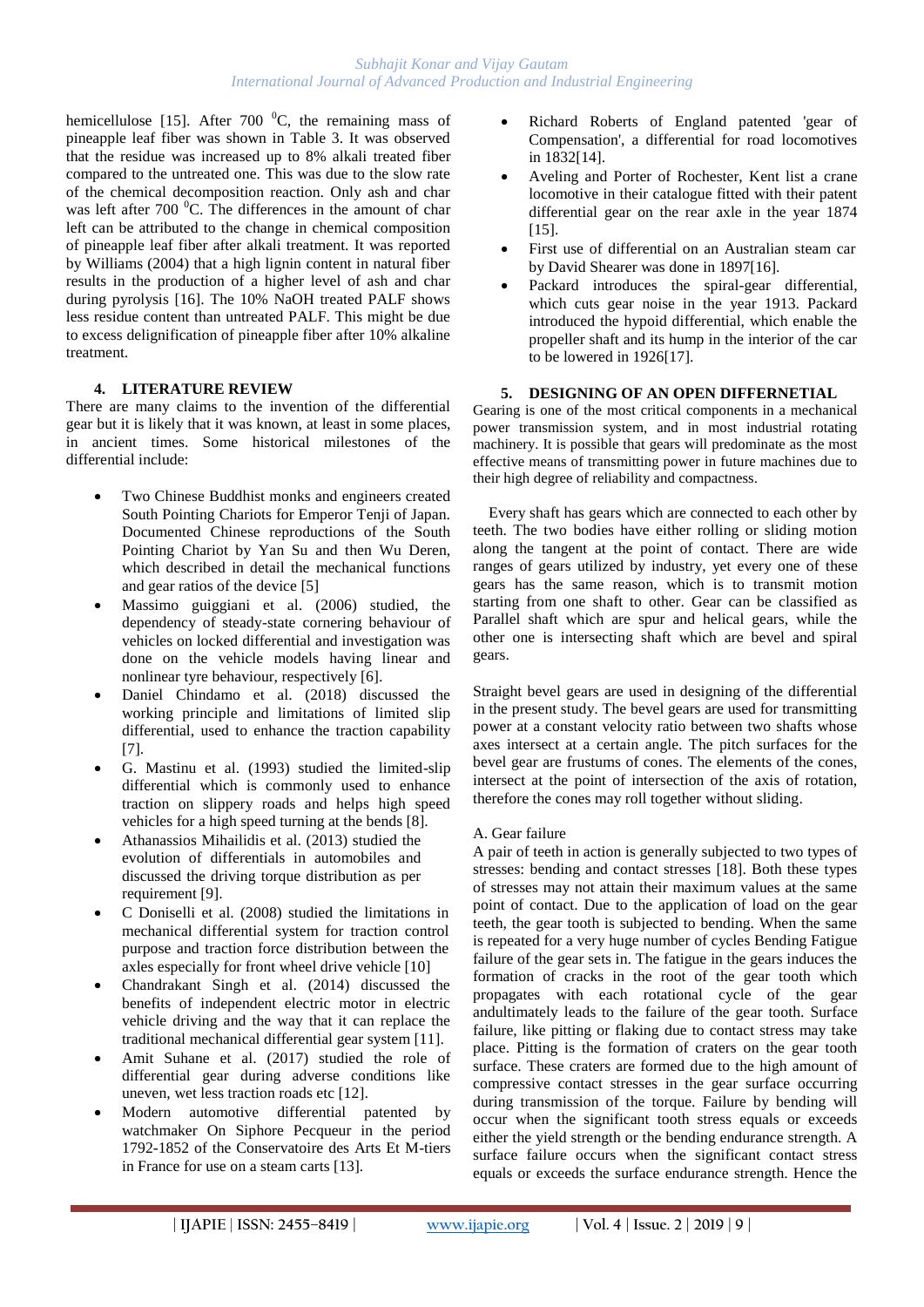hemicellulose [15]. After 700 $^0$C, the remaining mass of pineapple leaf fiber was shown in Table 3. It was observed that the residue was increased up to 8% alkali treated fiber compared to the untreated one. This was due to the slow rate of the chemical decomposition reaction. Only ash and char was left after 700 $^0$C. The differences in the amount of char left can be attributed to the change in chemical composition of pineapple leaf fiber after alkali treatment. It was reported by Williams (2004) that a high lignin content in natural fiber results in the production of a higher level of ash and char during pyrolysis [16]. The 10% NaOH treated PALF shows less residue content than untreated PALF. This might be due to excess delignification of pineapple fiber after 10% alkaline treatment.

## 4. LITERATURE REVIEW

There are many claims to the invention of the differential gear but it is likely that it was known, at least in some places, in ancient times. Some historical milestones of the differential include:

- Two Chinese Buddhist monks and engineers created South Pointing Chariots for Emperor Tenji of Japan. Documented Chinese reproductions of the South Pointing Chariot by Yan Su and then Wu Deren, which described in detail the mechanical functions and gear ratios of the device [5]
- Massimo guiggiani et al. (2006) studied, the dependency of steady-state cornering behaviour of vehicles on locked differential and investigation was done on the vehicle models having linear and nonlinear tyre behaviour, respectively [6].
- Daniel Chindamo et al. (2018) discussed the working principle and limitations of limited slip differential, used to enhance the traction capability [7].
- G. Mastinu et al. (1993) studied the limited-slip differential which is commonly used to enhance traction on slippery roads and helps high speed vehicles for a high speed turning at the bends [8].
- Athanassios Mihailidis et al. (2013) studied the evolution of differentials in automobiles and discussed the driving torque distribution as per requirement [9].
- C Doniselli et al. (2008) studied the limitations in mechanical differential system for traction control purpose and traction force distribution between the axles especially for front wheel drive vehicle [10]
- Chandrakant Singh et al. (2014) discussed the benefits of independent electric motor in electric vehicle driving and the way that it can replace the traditional mechanical differential gear system [11].
- Amit Suhane et al. (2017) studied the role of differential gear during adverse conditions like uneven, wet less traction roads etc [12].
- Modern automotive differential patented by watchmaker On Siphore Pecqueur in the period 1792-1852 of the Conservatoire des Arts Et M-tiers in France for use on a steam carts [13].
- Richard Roberts of England patented 'gear of Compensation', a differential for road locomotives in 1832[14].
- Aveling and Porter of Rochester, Kent list a crane locomotive in their catalogue fitted with their patent differential gear on the rear axle in the year 1874 [15].
- First use of differential on an Australian steam car by David Shearer was done in 1897[16].
- Packard introduces the spiral-gear differential, which cuts gear noise in the year 1913. Packard introduced the hypoid differential, which enable the propeller shaft and its hump in the interior of the car to be lowered in 1926[17].

## 5. DESIGNING OF AN OPEN DIFFERNETIAL

Gearing is one of the most critical components in a mechanical power transmission system, and in most industrial rotating machinery. It is possible that gears will predominate as the most effective means of transmitting power in future machines due to their high degree of reliability and compactness.

Every shaft has gears which are connected to each other by teeth. The two bodies have either rolling or sliding motion along the tangent at the point of contact. There are wide ranges of gears utilized by industry, yet every one of these gears has the same reason, which is to transmit motion starting from one shaft to other. Gear can be classified as Parallel shaft which are spur and helical gears, while the other one is intersecting shaft which are bevel and spiral gears.

Straight bevel gears are used in designing of the differential in the present study. The bevel gears are used for transmitting power at a constant velocity ratio between two shafts whose axes intersect at a certain angle. The pitch surfaces for the bevel gear are frustums of cones. The elements of the cones, intersect at the point of intersection of the axis of rotation, therefore the cones may roll together without sliding.

### A. Gear failure

A pair of teeth in action is generally subjected to two types of stresses: bending and contact stresses [18]. Both these types of stresses may not attain their maximum values at the same point of contact. Due to the application of load on the gear teeth, the gear tooth is subjected to bending. When the same is repeated for a very huge number of cycles Bending Fatigue failure of the gear sets in. The fatigue in the gears induces the formation of cracks in the root of the gear tooth which propagates with each rotational cycle of the gear andultimately leads to the failure of the gear tooth. Surface failure, like pitting or flaking due to contact stress may take place. Pitting is the formation of craters on the gear tooth surface. These craters are formed due to the high amount of compressive contact stresses in the gear surface occurring during transmission of the torque. Failure by bending will occur when the significant tooth stress equals or exceeds either the yield strength or the bending endurance strength. A surface failure occurs when the significant contact stress equals or exceeds the surface endurance strength. Hence the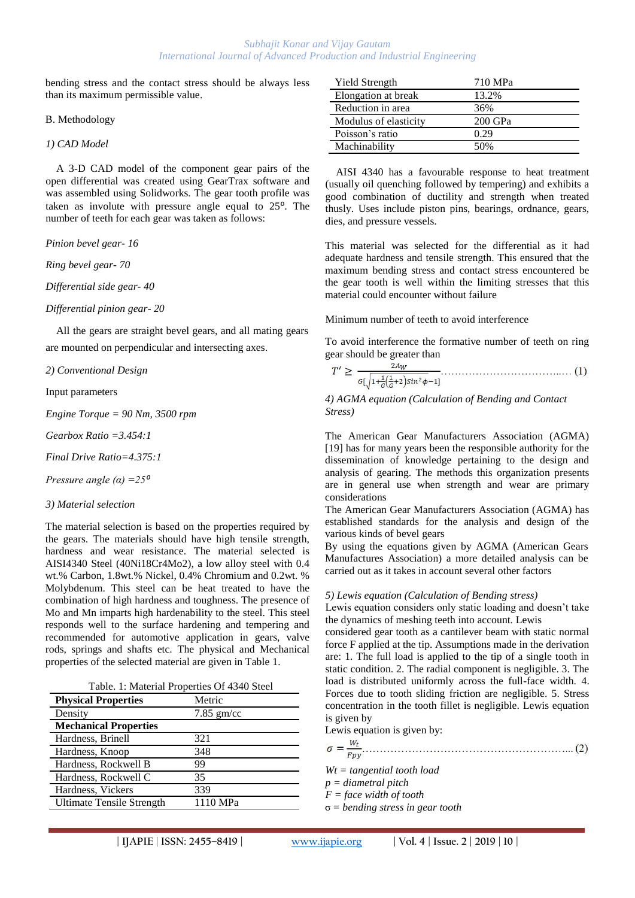bending stress and the contact stress should be always less than its maximum permissible value.

B. Methodology

*1) CAD Model*

A 3-D CAD model of the component gear pairs of the open differential was created using GearTrax software and was assembled using Solidworks. The gear tooth profile was taken as involute with pressure angle equal to 25⁰. The number of teeth for each gear was taken as follows:

*Pinion bevel gear- 16*

*Ring bevel gear- 70*

*Differential side gear- 40*

*Differential pinion gear- 20*

All the gears are straight bevel gears, and all mating gears are mounted on perpendicular and intersecting axes.

*2) Conventional Design*

Input parameters

*Engine Torque = 90 Nm, 3500 rpm*

*Gearbox Ratio =3.454:1*

*Final Drive Ratio=4.375:1*

*Pressure angle (α) =25⁰*

*3) Material selection*

The material selection is based on the properties required by the gears. The materials should have high tensile strength, hardness and wear resistance. The material selected is AISI4340 Steel (40Ni18Cr4Mo2), a low alloy steel with 0.4 wt.% Carbon, 1.8wt.% Nickel, 0.4% Chromium and 0.2wt. % Molybdenum. This steel can be heat treated to have the combination of high hardness and toughness. The presence of Mo and Mn imparts high hardenability to the steel. This steel responds well to the surface hardening and tempering and recommended for automotive application in gears, valve rods, springs and shafts etc. The physical and Mechanical properties of the selected material are given in Table 1.

Table. 1: Material Properties Of 4340 Steel

| **Physical Properties** | Metric |
|---|---|
| Density | 7.85 gm/cc |
| **Mechanical Properties** | |
| Hardness, Brinell | 321 |
| Hardness, Knoop | 348 |
| Hardness, Rockwell B | 99 |
| Hardness, Rockwell C | 35 |
| Hardness, Vickers | 339 |
| Ultimate Tensile Strength | 1110 MPa |
| Yield Strength | 710 MPa |
| Elongation at break | 13.2% |
| Reduction in area | 36% |
| Modulus of elasticity | 200 GPa |
| Poisson's ratio | 0.29 |
| Machinability | 50% |

AISI 4340 has a favourable response to heat treatment (usually oil quenching followed by tempering) and exhibits a good combination of ductility and strength when treated thusly. Uses include piston pins, bearings, ordnance, gears, dies, and pressure vessels.

This material was selected for the differential as it had adequate hardness and tensile strength. This ensured that the maximum bending stress and contact stress encountered be the gear tooth is well within the limiting stresses that this material could encounter without failure

Minimum number of teeth to avoid interference

To avoid interference the formative number of teeth on ring gear should be greater than

$$T' \geq \frac{2A_W}{G\left[\sqrt{1+\frac{1}{G}\left(\frac{1}{G}+2\right)\sin^2\phi}-1\right]} \quad \ldots\ldots (1)$$

*4) AGMA equation (Calculation of Bending and Contact Stress)*

The American Gear Manufacturers Association (AGMA) [19] has for many years been the responsible authority for the dissemination of knowledge pertaining to the design and analysis of gearing. The methods this organization presents are in general use when strength and wear are primary considerations

The American Gear Manufacturers Association (AGMA) has established standards for the analysis and design of the various kinds of bevel gears

By using the equations given by AGMA (American Gears Manufactures Association) a more detailed analysis can be carried out as it takes in account several other factors

*5) Lewis equation (Calculation of Bending stress)*

Lewis equation considers only static loading and doesn't take the dynamics of meshing teeth into account. Lewis considered gear tooth as a cantilever beam with static normal force F applied at the tip. Assumptions made in the derivation are: 1. The full load is applied to the tip of a single tooth in static condition. 2. The radial component is negligible. 3. The load is distributed uniformly across the full-face width. 4. Forces due to tooth sliding friction are negligible. 5. Stress concentration in the tooth fillet is negligible. Lewis equation is given by

Lewis equation is given by:

$$\sigma = \frac{W_t}{Fpy} \quad \ldots\ldots (2)$$

*Wt = tangential tooth load*
*p = diametral pitch*
*F = face width of tooth*
*σ = bending stress in gear tooth*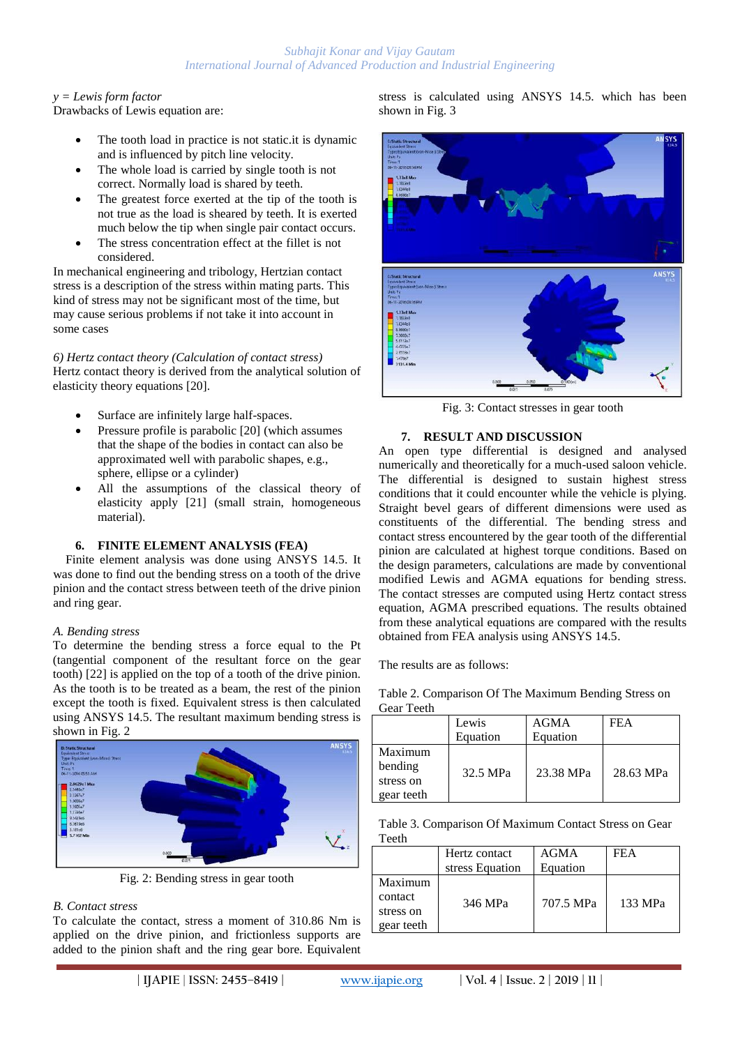*y = Lewis form factor*

Drawbacks of Lewis equation are:

- The tooth load in practice is not static.it is dynamic and is influenced by pitch line velocity.
- The whole load is carried by single tooth is not correct. Normally load is shared by teeth.
- The greatest force exerted at the tip of the tooth is not true as the load is sheared by teeth. It is exerted much below the tip when single pair contact occurs.
- The stress concentration effect at the fillet is not considered.

In mechanical engineering and tribology, Hertzian contact stress is a description of the stress within mating parts. This kind of stress may not be significant most of the time, but may cause serious problems if not take it into account in some cases

*6) Hertz contact theory (Calculation of contact stress)*

Hertz contact theory is derived from the analytical solution of elasticity theory equations [20].

- Surface are infinitely large half-spaces.
- Pressure profile is parabolic [20] (which assumes that the shape of the bodies in contact can also be approximated well with parabolic shapes, e.g., sphere, ellipse or a cylinder)
- All the assumptions of the classical theory of elasticity apply [21] (small strain, homogeneous material).

## 6. FINITE ELEMENT ANALYSIS (FEA)

Finite element analysis was done using ANSYS 14.5. It was done to find out the bending stress on a tooth of the drive pinion and the contact stress between teeth of the drive pinion and ring gear.

*A. Bending stress*

To determine the bending stress a force equal to the Pt (tangential component of the resultant force on the gear tooth) [22] is applied on the top of a tooth of the drive pinion. As the tooth is to be treated as a beam, the rest of the pinion except the tooth is fixed. Equivalent stress is then calculated using ANSYS 14.5. The resultant maximum bending stress is shown in Fig. 2

Fig. 2: Bending stress in gear tooth

*B. Contact stress*

To calculate the contact, stress a moment of 310.86 Nm is applied on the drive pinion, and frictionless supports are added to the pinion shaft and the ring gear bore. Equivalent stress is calculated using ANSYS 14.5. which has been shown in Fig. 3

Fig. 3: Contact stresses in gear tooth

## 7. RESULT AND DISCUSSION

An open type differential is designed and analysed numerically and theoretically for a much-used saloon vehicle. The differential is designed to sustain highest stress conditions that it could encounter while the vehicle is plying. Straight bevel gears of different dimensions were used as constituents of the differential. The bending stress and contact stress encountered by the gear tooth of the differential pinion are calculated at highest torque conditions. Based on the design parameters, calculations are made by conventional modified Lewis and AGMA equations for bending stress. The contact stresses are computed using Hertz contact stress equation, AGMA prescribed equations. The results obtained from these analytical equations are compared with the results obtained from FEA analysis using ANSYS 14.5.

The results are as follows:

Table 2. Comparison Of The Maximum Bending Stress on Gear Teeth

| | Lewis Equation | AGMA Equation | FEA |
|---|---|---|---|
| Maximum bending stress on gear teeth | 32.5 MPa | 23.38 MPa | 28.63 MPa |

Table 3. Comparison Of Maximum Contact Stress on Gear Teeth

| | Hertz contact stress Equation | AGMA Equation | FEA |
|---|---|---|---|
| Maximum contact stress on gear teeth | 346 MPa | 707.5 MPa | 133 MPa |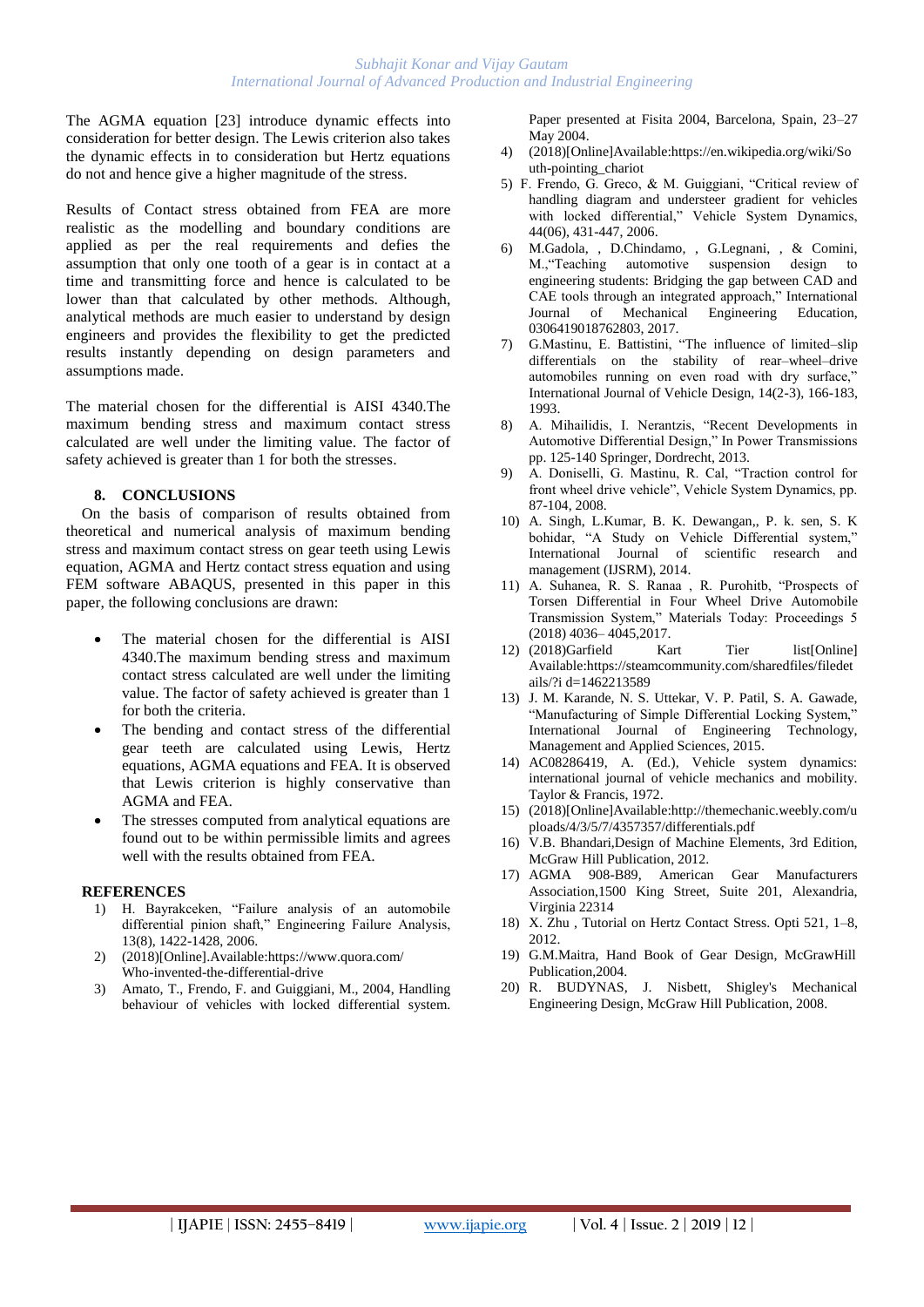The AGMA equation [23] introduce dynamic effects into consideration for better design. The Lewis criterion also takes the dynamic effects in to consideration but Hertz equations do not and hence give a higher magnitude of the stress.

Results of Contact stress obtained from FEA are more realistic as the modelling and boundary conditions are applied as per the real requirements and defies the assumption that only one tooth of a gear is in contact at a time and transmitting force and hence is calculated to be lower than that calculated by other methods. Although, analytical methods are much easier to understand by design engineers and provides the flexibility to get the predicted results instantly depending on design parameters and assumptions made.

The material chosen for the differential is AISI 4340.The maximum bending stress and maximum contact stress calculated are well under the limiting value. The factor of safety achieved is greater than 1 for both the stresses.

## 8. CONCLUSIONS

On the basis of comparison of results obtained from theoretical and numerical analysis of maximum bending stress and maximum contact stress on gear teeth using Lewis equation, AGMA and Hertz contact stress equation and using FEM software ABAQUS, presented in this paper in this paper, the following conclusions are drawn:

- The material chosen for the differential is AISI 4340.The maximum bending stress and maximum contact stress calculated are well under the limiting value. The factor of safety achieved is greater than 1 for both the criteria.
- The bending and contact stress of the differential gear teeth are calculated using Lewis, Hertz equations, AGMA equations and FEA. It is observed that Lewis criterion is highly conservative than AGMA and FEA.
- The stresses computed from analytical equations are found out to be within permissible limits and agrees well with the results obtained from FEA.

## REFERENCES

1) H. Bayrakceken, “Failure analysis of an automobile differential pinion shaft,” Engineering Failure Analysis, 13(8), 1422-1428, 2006.
2) (2018)[Online].Available:https://www.quora.com/Who-invented-the-differential-drive
3) Amato, T., Frendo, F. and Guiggiani, M., 2004, Handling behaviour of vehicles with locked differential system. Paper presented at Fisita 2004, Barcelona, Spain, 23–27 May 2004.
4) (2018)[Online]Available:https://en.wikipedia.org/wiki/South-pointing_chariot
5) F. Frendo, G. Greco, & M. Guiggiani, “Critical review of handling diagram and understeer gradient for vehicles with locked differential,” Vehicle System Dynamics, 44(06), 431-447, 2006.
6) M.Gadola, , D.Chindamo, , G.Legnani, , & Comini, M.,“Teaching automotive suspension design to engineering students: Bridging the gap between CAD and CAE tools through an integrated approach,” International Journal of Mechanical Engineering Education, 0306419018762803, 2017.
7) G.Mastinu, E. Battistini, “The influence of limited–slip differentials on the stability of rear–wheel–drive automobiles running on even road with dry surface,” International Journal of Vehicle Design, 14(2-3), 166-183, 1993.
8) A. Mihailidis, I. Nerantzis, “Recent Developments in Automotive Differential Design,” In Power Transmissions pp. 125-140 Springer, Dordrecht, 2013.
9) A. Doniselli, G. Mastinu, R. Cal, “Traction control for front wheel drive vehicle”, Vehicle System Dynamics, pp. 87-104, 2008.
10) A. Singh, L.Kumar, B. K. Dewangan,, P. k. sen, S. K bohidar, “A Study on Vehicle Differential system,” International Journal of scientific research and management (IJSRM), 2014.
11) A. Suhanea, R. S. Ranaa , R. Purohitb, “Prospects of Torsen Differential in Four Wheel Drive Automobile Transmission System,” Materials Today: Proceedings 5 (2018) 4036– 4045,2017.
12) (2018)Garfield Kart Tier list[Online] Available:https://steamcommunity.com/sharedfiles/filedetails/?i d=1462213589
13) J. M. Karande, N. S. Uttekar, V. P. Patil, S. A. Gawade, “Manufacturing of Simple Differential Locking System,” International Journal of Engineering Technology, Management and Applied Sciences, 2015.
14) AC08286419, A. (Ed.), Vehicle system dynamics: international journal of vehicle mechanics and mobility. Taylor & Francis, 1972.
15) (2018)[Online]Available:http://themechanic.weebly.com/uploads/4/3/5/7/4357357/differentials.pdf
16) V.B. Bhandari,Design of Machine Elements, 3rd Edition, McGraw Hill Publication, 2012.
17) AGMA 908-B89, American Gear Manufacturers Association,1500 King Street, Suite 201, Alexandria, Virginia 22314
18) X. Zhu , Tutorial on Hertz Contact Stress. Opti 521, 1–8, 2012.
19) G.M.Maitra, Hand Book of Gear Design, McGrawHill Publication,2004.
20) R. BUDYNAS, J. Nisbett, Shigley's Mechanical Engineering Design, McGraw Hill Publication, 2008.